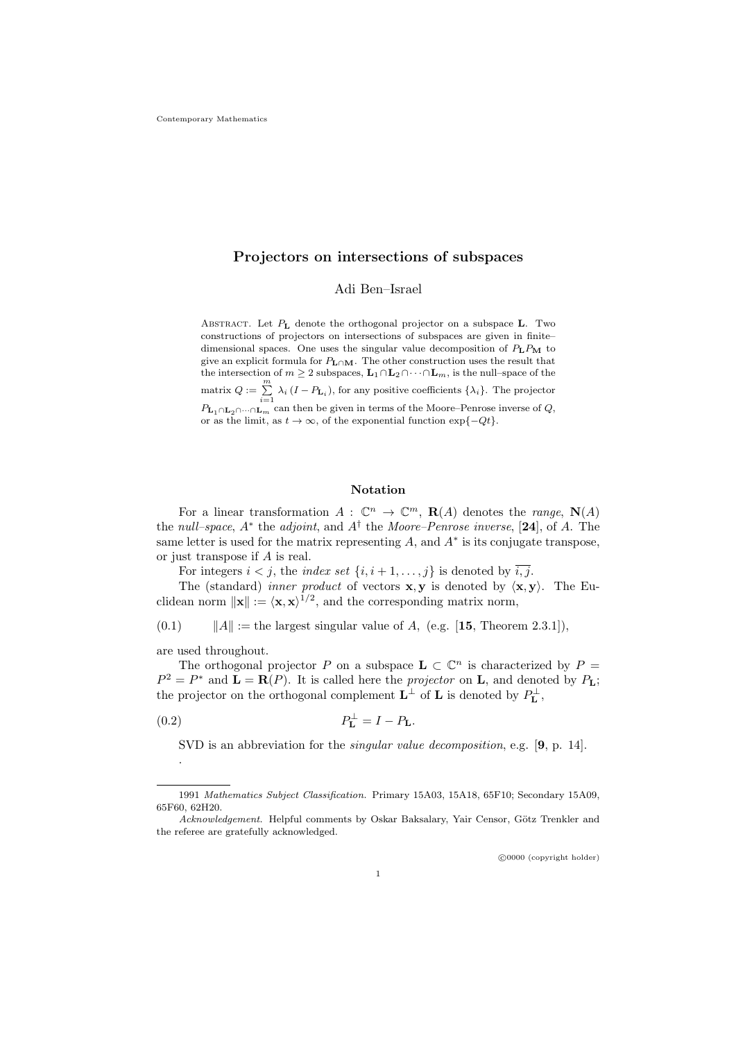Contemporary Mathematics

# Projectors on intersections of subspaces

Adi Ben–Israel

Abstract. Let $P_{\mathbf{L}}$ denote the orthogonal projector on a subspace $\mathbf{L}$. Two constructions of projectors on intersections of subspaces are given in finite–dimensional spaces. One uses the singular value decomposition of $P_{\mathbf{L}}P_{\mathbf{M}}$ to give an explicit formula for $P_{\mathbf{L}\cap\mathbf{M}}$. The other construction uses the result that the intersection of $m \geq 2$ subspaces, $\mathbf{L}_1 \cap \mathbf{L}_2 \cap \cdots \cap \mathbf{L}_m$, is the null–space of the matrix $Q := \sum_{i=1}^{m} \lambda_i \, (I - P_{\mathbf{L}_i})$, for any positive coefficients $\{\lambda_i\}$. The projector $P_{\mathbf{L}_1 \cap \mathbf{L}_2 \cap \cdots \cap \mathbf{L}_m}$ can then be given in terms of the Moore–Penrose inverse of $Q$, or as the limit, as $t \to \infty$, of the exponential function $\exp\{-Qt\}$.

## Notation

For a linear transformation $A : \mathbb{C}^n \to \mathbb{C}^m$, $\mathbf{R}(A)$ denotes the *range*, $\mathbf{N}(A)$ the *null–space*, $A^*$ the *adjoint*, and $A^\dagger$ the *Moore–Penrose inverse*, [**24**], of $A$. The same letter is used for the matrix representing $A$, and $A^*$ is its conjugate transpose, or just transpose if $A$ is real.

For integers $i < j$, the *index set* $\{i, i+1, \ldots, j\}$ is denoted by $\overline{i,j}$.

The (standard) *inner product* of vectors $\mathbf{x}, \mathbf{y}$ is denoted by $\langle \mathbf{x}, \mathbf{y} \rangle$. The Euclidean norm $\|\mathbf{x}\| := \langle \mathbf{x}, \mathbf{x} \rangle^{1/2}$, and the corresponding matrix norm,

$$\|A\| := \text{the largest singular value of } A, \text{ (e.g. [**15**, Theorem 2.3.1])}, \tag{0.1}$$

are used throughout.

The orthogonal projector $P$ on a subspace $\mathbf{L} \subset \mathbb{C}^n$ is characterized by $P = P^2 = P^*$ and $\mathbf{L} = \mathbf{R}(P)$. It is called here the *projector* on $\mathbf{L}$, and denoted by $P_{\mathbf{L}}$; the projector on the orthogonal complement $\mathbf{L}^\perp$ of $\mathbf{L}$ is denoted by $P_{\mathbf{L}}^\perp$,

$$P_{\mathbf{L}}^\perp = I - P_{\mathbf{L}}. \tag{0.2}$$

SVD is an abbreviation for the *singular value decomposition*, e.g. [**9**, p. 14].

.

---

1991 *Mathematics Subject Classification.* Primary 15A03, 15A18, 65F10; Secondary 15A09, 65F60, 62H20.

*Acknowledgement.* Helpful comments by Oskar Baksalary, Yair Censor, Götz Trenkler and the referee are gratefully acknowledged.

©0000 (copyright holder)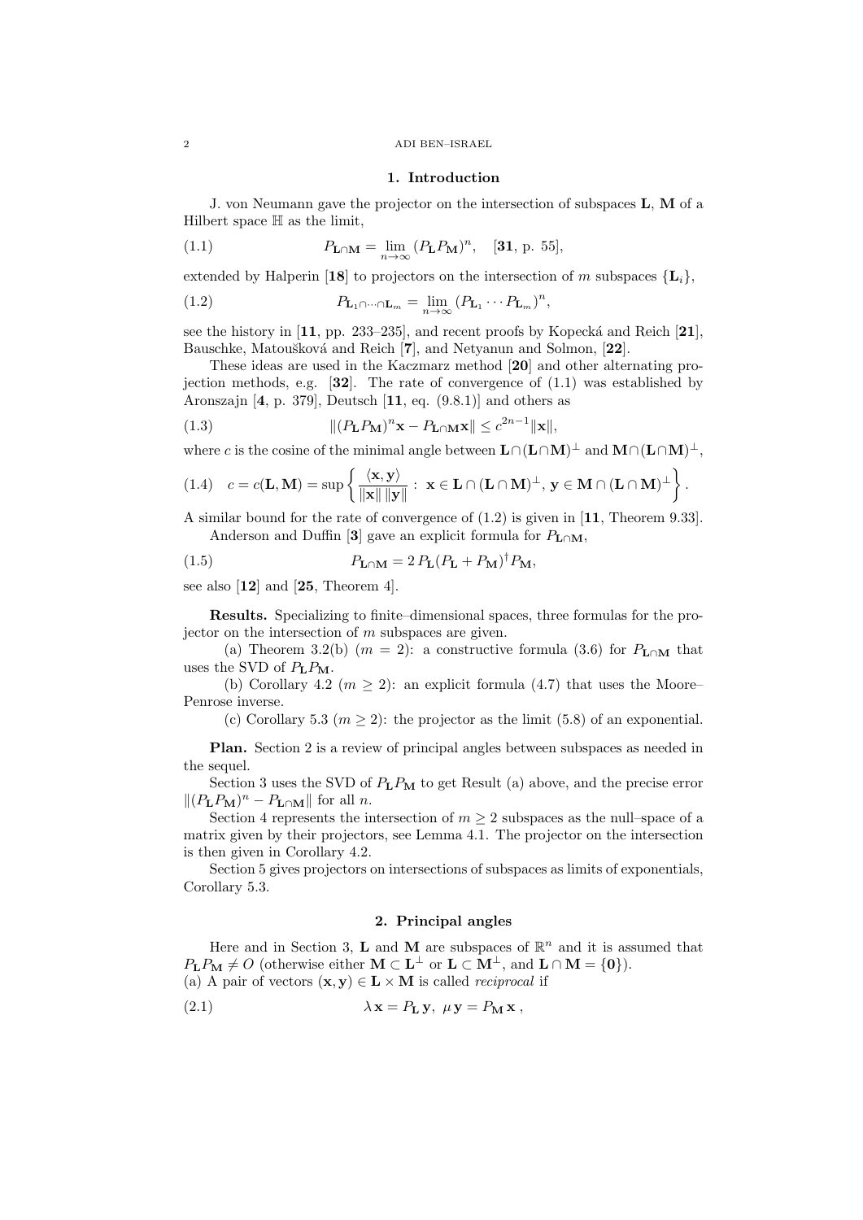## 1. Introduction

J. von Neumann gave the projector on the intersection of subspaces $\mathbf{L}$, $\mathbf{M}$ of a Hilbert space $\mathbb{H}$ as the limit,

$$P_{\mathbf{L}\cap\mathbf{M}} = \lim_{n\to\infty} (P_{\mathbf{L}} P_{\mathbf{M}})^n, \quad [\mathbf{31}, \text{ p. 55}], \tag{1.1}$$

extended by Halperin [**18**] to projectors on the intersection of $m$ subspaces $\{\mathbf{L}_i\}$,

$$P_{\mathbf{L}_1\cap\cdots\cap\mathbf{L}_m} = \lim_{n\to\infty} (P_{\mathbf{L}_1} \cdots P_{\mathbf{L}_m})^n, \tag{1.2}$$

see the history in [**11**, pp. 233–235], and recent proofs by Kopecká and Reich [**21**], Bauschke, Matoušková and Reich [**7**], and Netyanun and Solmon, [**22**].

These ideas are used in the Kaczmarz method [**20**] and other alternating projection methods, e.g. [**32**]. The rate of convergence of (1.1) was established by Aronszajn [**4**, p. 379], Deutsch [**11**, eq. (9.8.1)] and others as

$$\|(P_{\mathbf{L}} P_{\mathbf{M}})^n \mathbf{x} - P_{\mathbf{L}\cap\mathbf{M}}\mathbf{x}\| \le c^{2n-1}\|\mathbf{x}\|, \tag{1.3}$$

where $c$ is the cosine of the minimal angle between $\mathbf{L}\cap(\mathbf{L}\cap\mathbf{M})^\perp$ and $\mathbf{M}\cap(\mathbf{L}\cap\mathbf{M})^\perp$,

$$c = c(\mathbf{L}, \mathbf{M}) = \sup\left\{ \frac{\langle \mathbf{x}, \mathbf{y}\rangle}{\|\mathbf{x}\|\,\|\mathbf{y}\|} : \ \mathbf{x} \in \mathbf{L}\cap(\mathbf{L}\cap\mathbf{M})^\perp, \, \mathbf{y} \in \mathbf{M}\cap(\mathbf{L}\cap\mathbf{M})^\perp \right\}. \tag{1.4}$$

A similar bound for the rate of convergence of (1.2) is given in [**11**, Theorem 9.33].

Anderson and Duffin [**3**] gave an explicit formula for $P_{\mathbf{L}\cap\mathbf{M}}$,

$$P_{\mathbf{L}\cap\mathbf{M}} = 2\, P_{\mathbf{L}} (P_{\mathbf{L}} + P_{\mathbf{M}})^\dagger P_{\mathbf{M}}, \tag{1.5}$$

see also [**12**] and [**25**, Theorem 4].

**Results.** Specializing to finite–dimensional spaces, three formulas for the projector on the intersection of $m$ subspaces are given.

(a) Theorem 3.2(b) ($m = 2$): a constructive formula (3.6) for $P_{\mathbf{L}\cap\mathbf{M}}$ that uses the SVD of $P_{\mathbf{L}} P_{\mathbf{M}}$.

(b) Corollary 4.2 ($m \ge 2$): an explicit formula (4.7) that uses the Moore–Penrose inverse.

(c) Corollary 5.3 ($m \ge 2$): the projector as the limit (5.8) of an exponential.

**Plan.** Section 2 is a review of principal angles between subspaces as needed in the sequel.

Section 3 uses the SVD of $P_{\mathbf{L}} P_{\mathbf{M}}$ to get Result (a) above, and the precise error $\|(P_{\mathbf{L}} P_{\mathbf{M}})^n - P_{\mathbf{L}\cap\mathbf{M}}\|$ for all $n$.

Section 4 represents the intersection of $m \ge 2$ subspaces as the null–space of a matrix given by their projectors, see Lemma 4.1. The projector on the intersection is then given in Corollary 4.2.

Section 5 gives projectors on intersections of subspaces as limits of exponentials, Corollary 5.3.

## 2. Principal angles

Here and in Section 3, $\mathbf{L}$ and $\mathbf{M}$ are subspaces of $\mathbb{R}^n$ and it is assumed that $P_{\mathbf{L}} P_{\mathbf{M}} \ne O$ (otherwise either $\mathbf{M} \subset \mathbf{L}^\perp$ or $\mathbf{L} \subset \mathbf{M}^\perp$, and $\mathbf{L}\cap\mathbf{M} = \{\mathbf{0}\}$).

(a) A pair of vectors $(\mathbf{x}, \mathbf{y}) \in \mathbf{L} \times \mathbf{M}$ is called *reciprocal* if

$$\lambda\, \mathbf{x} = P_{\mathbf{L}}\, \mathbf{y}, \ \ \mu\, \mathbf{y} = P_{\mathbf{M}}\, \mathbf{x}\,, \tag{2.1}$$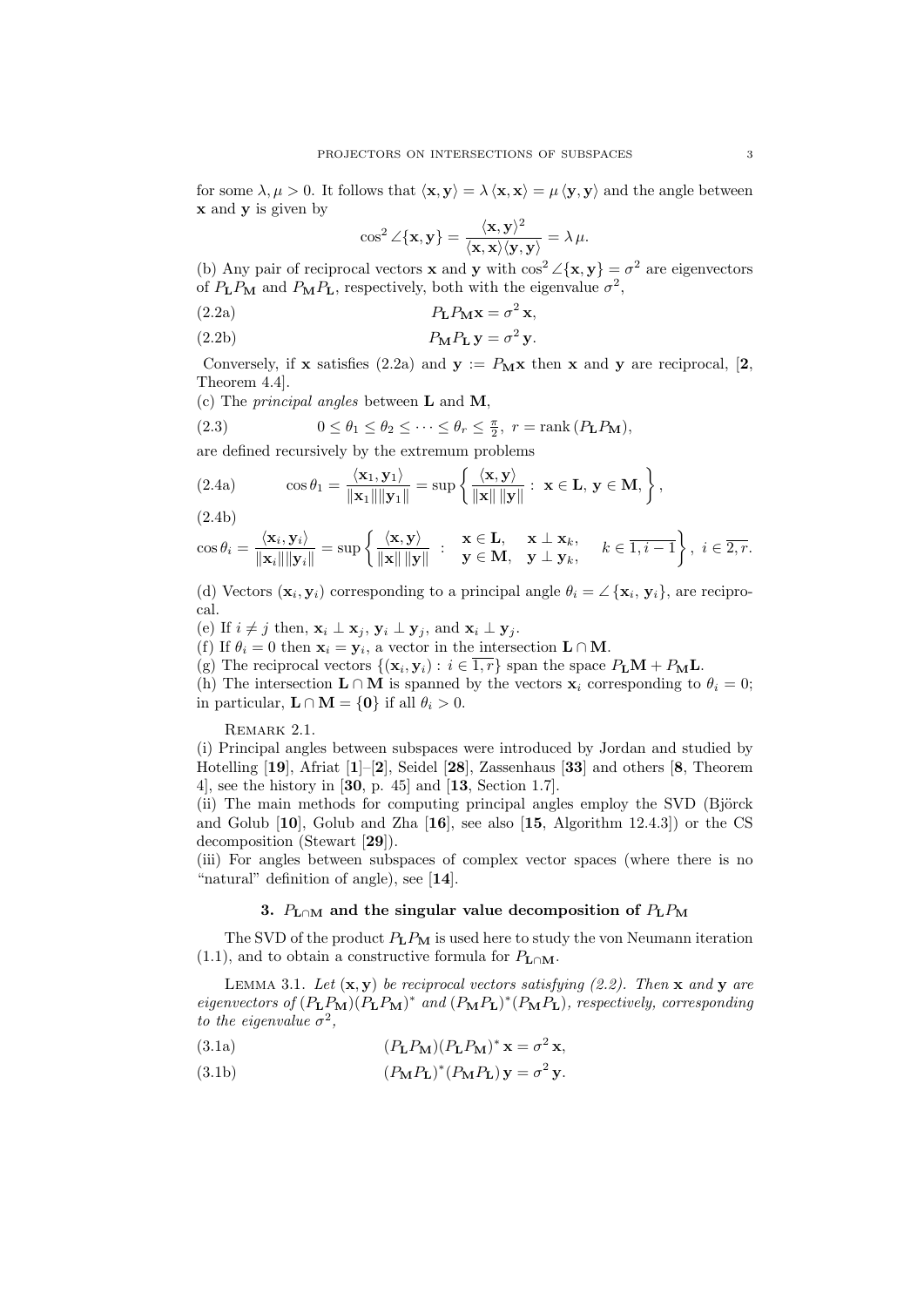for some $\lambda, \mu > 0$. It follows that $\langle \mathbf{x}, \mathbf{y} \rangle = \lambda \langle \mathbf{x}, \mathbf{x} \rangle = \mu \langle \mathbf{y}, \mathbf{y} \rangle$ and the angle between $\mathbf{x}$ and $\mathbf{y}$ is given by

$$\cos^2 \angle\{\mathbf{x}, \mathbf{y}\} = \frac{\langle \mathbf{x}, \mathbf{y} \rangle^2}{\langle \mathbf{x}, \mathbf{x} \rangle \langle \mathbf{y}, \mathbf{y} \rangle} = \lambda \, \mu.$$

(b) Any pair of reciprocal vectors $\mathbf{x}$ and $\mathbf{y}$ with $\cos^2 \angle\{\mathbf{x}, \mathbf{y}\} = \sigma^2$ are eigenvectors of $P_{\mathbf{L}} P_{\mathbf{M}}$ and $P_{\mathbf{M}} P_{\mathbf{L}}$, respectively, both with the eigenvalue $\sigma^2$,

$$P_{\mathbf{L}} P_{\mathbf{M}} \mathbf{x} = \sigma^2 \, \mathbf{x}, \tag{2.2a}$$

$$P_{\mathbf{M}} P_{\mathbf{L}} \, \mathbf{y} = \sigma^2 \, \mathbf{y}. \tag{2.2b}$$

Conversely, if $\mathbf{x}$ satisfies (2.2a) and $\mathbf{y} := P_{\mathbf{M}} \mathbf{x}$ then $\mathbf{x}$ and $\mathbf{y}$ are reciprocal, [**2**, Theorem 4.4].

(c) The *principal angles* between $\mathbf{L}$ and $\mathbf{M}$,

$$0 \le \theta_1 \le \theta_2 \le \cdots \le \theta_r \le \tfrac{\pi}{2}, \; r = \operatorname{rank}(P_{\mathbf{L}} P_{\mathbf{M}}), \tag{2.3}$$

are defined recursively by the extremum problems

$$\cos \theta_1 = \frac{\langle \mathbf{x}_1, \mathbf{y}_1 \rangle}{\|\mathbf{x}_1\| \|\mathbf{y}_1\|} = \sup \left\{ \frac{\langle \mathbf{x}, \mathbf{y} \rangle}{\|\mathbf{x}\| \, \|\mathbf{y}\|} : \; \mathbf{x} \in \mathbf{L}, \, \mathbf{y} \in \mathbf{M}, \right\}, \tag{2.4a}$$

(2.4b)

$$\cos \theta_i = \frac{\langle \mathbf{x}_i, \mathbf{y}_i \rangle}{\|\mathbf{x}_i\| \|\mathbf{y}_i\|} = \sup \left\{ \frac{\langle \mathbf{x}, \mathbf{y} \rangle}{\|\mathbf{x}\| \, \|\mathbf{y}\|} \; : \; \begin{array}{ll} \mathbf{x} \in \mathbf{L}, & \mathbf{x} \perp \mathbf{x}_k, \\ \mathbf{y} \in \mathbf{M}, & \mathbf{y} \perp \mathbf{y}_k, \end{array} \quad k \in \overline{1, i-1} \right\}, \; i \in \overline{2, r}.$$

(d) Vectors $(\mathbf{x}_i, \mathbf{y}_i)$ corresponding to a principal angle $\theta_i = \angle\{\mathbf{x}_i, \mathbf{y}_i\}$, are reciprocal.

(e) If $i \neq j$ then, $\mathbf{x}_i \perp \mathbf{x}_j$, $\mathbf{y}_i \perp \mathbf{y}_j$, and $\mathbf{x}_i \perp \mathbf{y}_j$.

(f) If $\theta_i = 0$ then $\mathbf{x}_i = \mathbf{y}_i$, a vector in the intersection $\mathbf{L} \cap \mathbf{M}$.

(g) The reciprocal vectors $\{(\mathbf{x}_i, \mathbf{y}_i) : i \in \overline{1, r}\}$ span the space $P_{\mathbf{L}} \mathbf{M} + P_{\mathbf{M}} \mathbf{L}$.

(h) The intersection $\mathbf{L} \cap \mathbf{M}$ is spanned by the vectors $\mathbf{x}_i$ corresponding to $\theta_i = 0$; in particular, $\mathbf{L} \cap \mathbf{M} = \{\mathbf{0}\}$ if all $\theta_i > 0$.

REMARK 2.1.

(i) Principal angles between subspaces were introduced by Jordan and studied by Hotelling [**19**], Afriat [**1**]–[**2**], Seidel [**28**], Zassenhaus [**33**] and others [**8**, Theorem 4], see the history in [**30**, p. 45] and [**13**, Section 1.7].

(ii) The main methods for computing principal angles employ the SVD (Björck and Golub [**10**], Golub and Zha [**16**], see also [**15**, Algorithm 12.4.3]) or the CS decomposition (Stewart [**29**]).

(iii) For angles between subspaces of complex vector spaces (where there is no "natural" definition of angle), see [**14**].

## 3. $P_{\mathbf{L} \cap \mathbf{M}}$ and the singular value decomposition of $P_{\mathbf{L}} P_{\mathbf{M}}$

The SVD of the product $P_{\mathbf{L}} P_{\mathbf{M}}$ is used here to study the von Neumann iteration (1.1), and to obtain a constructive formula for $P_{\mathbf{L} \cap \mathbf{M}}$.

LEMMA 3.1. *Let* $(\mathbf{x}, \mathbf{y})$ *be reciprocal vectors satisfying (2.2). Then* $\mathbf{x}$ *and* $\mathbf{y}$ *are eigenvectors of* $(P_{\mathbf{L}} P_{\mathbf{M}})(P_{\mathbf{L}} P_{\mathbf{M}})^*$ *and* $(P_{\mathbf{M}} P_{\mathbf{L}})^* (P_{\mathbf{M}} P_{\mathbf{L}})$*, respectively, corresponding to the eigenvalue* $\sigma^2$*,*

$$(P_{\mathbf{L}} P_{\mathbf{M}})(P_{\mathbf{L}} P_{\mathbf{M}})^* \, \mathbf{x} = \sigma^2 \, \mathbf{x}, \tag{3.1a}$$

$$(P_{\mathbf{M}} P_{\mathbf{L}})^* (P_{\mathbf{M}} P_{\mathbf{L}}) \, \mathbf{y} = \sigma^2 \, \mathbf{y}. \tag{3.1b}$$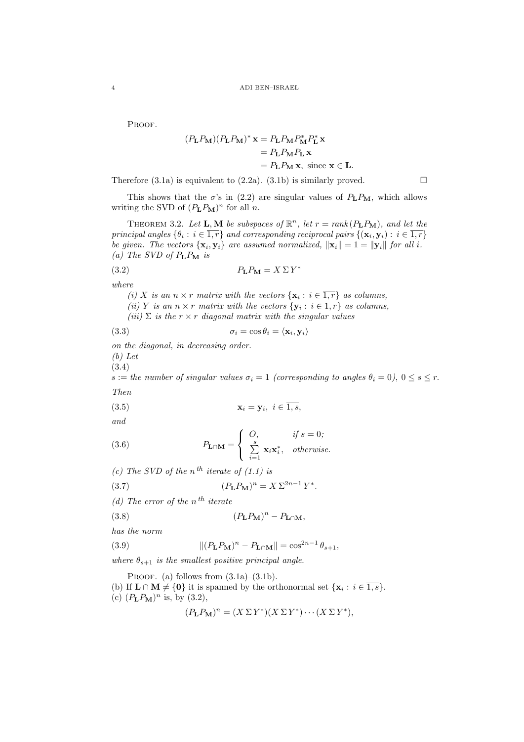PROOF.

$$\begin{aligned}(P_{\mathbf{L}}P_{\mathbf{M}})(P_{\mathbf{L}}P_{\mathbf{M}})^* \mathbf{x} &= P_{\mathbf{L}}P_{\mathbf{M}}P_{\mathbf{M}}^*P_{\mathbf{L}}^* \mathbf{x} \\ &= P_{\mathbf{L}}P_{\mathbf{M}}P_{\mathbf{L}} \mathbf{x} \\ &= P_{\mathbf{L}}P_{\mathbf{M}} \mathbf{x}, \text{ since } \mathbf{x} \in \mathbf{L}.\end{aligned}$$

Therefore (3.1a) is equivalent to (2.2a). (3.1b) is similarly proved. □

This shows that the $\sigma$'s in (2.2) are singular values of $P_{\mathbf{L}}P_{\mathbf{M}}$, which allows writing the SVD of $(P_{\mathbf{L}}P_{\mathbf{M}})^n$ for all $n$.

THEOREM 3.2. *Let $\mathbf{L}, \mathbf{M}$ be subspaces of $\mathbb{R}^n$, let $r = rank(P_{\mathbf{L}}P_{\mathbf{M}})$, and let the principal angles $\{\theta_i : i \in \overline{1,r}\}$ and corresponding reciprocal pairs $\{(\mathbf{x}_i, \mathbf{y}_i) : i \in \overline{1,r}\}$ be given. The vectors $\{\mathbf{x}_i, \mathbf{y}_i\}$ are assumed normalized, $\|\mathbf{x}_i\| = 1 = \|\mathbf{y}_i\|$ for all $i$.*
*(a) The SVD of $P_{\mathbf{L}}P_{\mathbf{M}}$ is*

$$P_{\mathbf{L}}P_{\mathbf{M}} = X\,\Sigma\,Y^* \tag{3.2}$$

*where*

*(i) $X$ is an $n \times r$ matrix with the vectors $\{\mathbf{x}_i : i \in \overline{1,r}\}$ as columns,*
*(ii) $Y$ is an $n \times r$ matrix with the vectors $\{\mathbf{y}_i : i \in \overline{1,r}\}$ as columns,*
*(iii) $\Sigma$ is the $r \times r$ diagonal matrix with the singular values*

$$\sigma_i = \cos\theta_i = \langle \mathbf{x}_i, \mathbf{y}_i \rangle \tag{3.3}$$

*on the diagonal, in decreasing order.*
*(b) Let*
(3.4)
*$s :=$ the number of singular values $\sigma_i = 1$ (corresponding to angles $\theta_i = 0$), $0 \le s \le r$.*

*Then*

$$\mathbf{x}_i = \mathbf{y}_i, \ i \in \overline{1,s}, \tag{3.5}$$

*and*

$$P_{\mathbf{L}\cap\mathbf{M}} = \begin{cases} O, & \text{if } s = 0; \\ \sum_{i=1}^{s} \mathbf{x}_i\mathbf{x}_i^*, & \text{otherwise.} \end{cases} \tag{3.6}$$

*(c) The SVD of the $n^{th}$ iterate of (1.1) is*

$$(P_{\mathbf{L}}P_{\mathbf{M}})^n = X\,\Sigma^{2n-1}\,Y^*. \tag{3.7}$$

*(d) The error of the $n^{th}$ iterate*

$$(P_{\mathbf{L}}P_{\mathbf{M}})^n - P_{\mathbf{L}\cap\mathbf{M}}, \tag{3.8}$$

*has the norm*

$$\|(P_{\mathbf{L}}P_{\mathbf{M}})^n - P_{\mathbf{L}\cap\mathbf{M}}\| = \cos^{2n-1}\theta_{s+1}, \tag{3.9}$$

*where $\theta_{s+1}$ is the smallest positive principal angle.*

PROOF. (a) follows from (3.1a)–(3.1b).
(b) If $\mathbf{L} \cap \mathbf{M} \neq \{\mathbf{0}\}$ it is spanned by the orthonormal set $\{\mathbf{x}_i : i \in \overline{1,s}\}$.
(c) $(P_{\mathbf{L}}P_{\mathbf{M}})^n$ is, by (3.2),

$$(P_{\mathbf{L}}P_{\mathbf{M}})^n = (X\,\Sigma\,Y^*)(X\,\Sigma\,Y^*)\cdots(X\,\Sigma\,Y^*),$$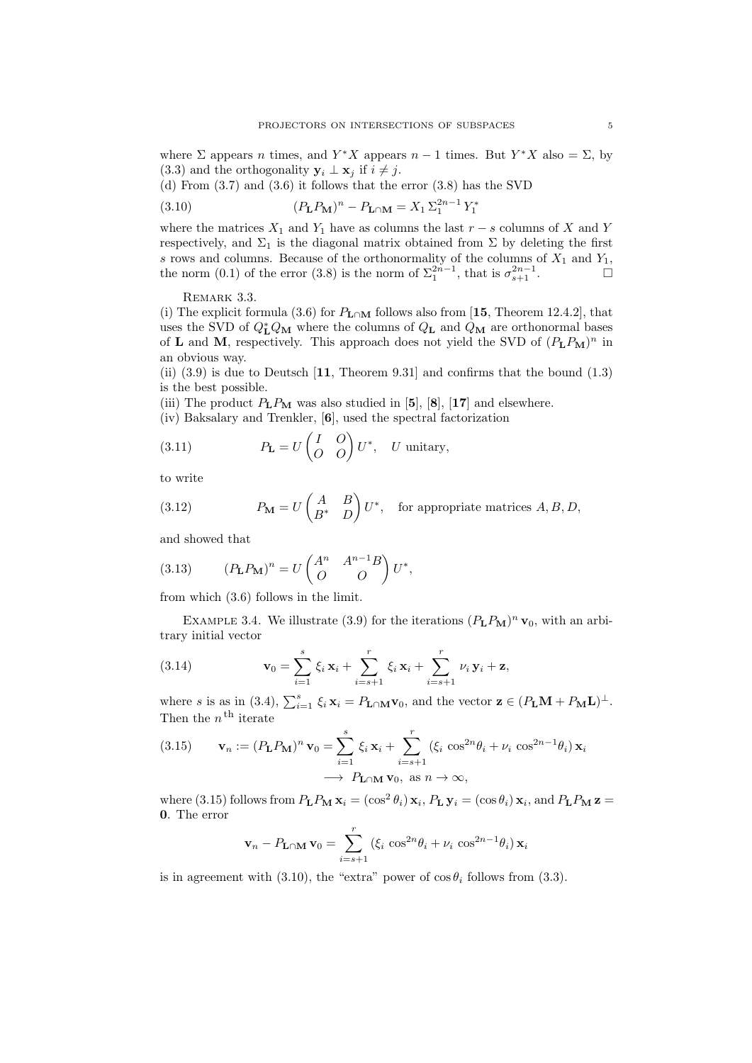where $\Sigma$ appears $n$ times, and $Y^*X$ appears $n-1$ times. But $Y^*X$ also $= \Sigma$, by (3.3) and the orthogonality $\mathbf{y}_i \perp \mathbf{x}_j$ if $i \neq j$.

(d) From (3.7) and (3.6) it follows that the error (3.8) has the SVD

$$(P_{\mathbf{L}}P_{\mathbf{M}})^n - P_{\mathbf{L}\cap\mathbf{M}} = X_1\, \Sigma_1^{2n-1}\, Y_1^* \tag{3.10}$$

where the matrices $X_1$ and $Y_1$ have as columns the last $r-s$ columns of $X$ and $Y$ respectively, and $\Sigma_1$ is the diagonal matrix obtained from $\Sigma$ by deleting the first $s$ rows and columns. Because of the orthonormality of the columns of $X_1$ and $Y_1$, the norm (0.1) of the error (3.8) is the norm of $\Sigma_1^{2n-1}$, that is $\sigma_{s+1}^{2n-1}$. $\square$

Remark 3.3.

(i) The explicit formula (3.6) for $P_{\mathbf{L}\cap\mathbf{M}}$ follows also from [**15**, Theorem 12.4.2], that uses the SVD of $Q_{\mathbf{L}}^* Q_{\mathbf{M}}$ where the columns of $Q_{\mathbf{L}}$ and $Q_{\mathbf{M}}$ are orthonormal bases of $\mathbf{L}$ and $\mathbf{M}$, respectively. This approach does not yield the SVD of $(P_{\mathbf{L}}P_{\mathbf{M}})^n$ in an obvious way.

(ii) (3.9) is due to Deutsch [**11**, Theorem 9.31] and confirms that the bound (1.3) is the best possible.

(iii) The product $P_{\mathbf{L}}P_{\mathbf{M}}$ was also studied in [**5**], [**8**], [**17**] and elsewhere.

(iv) Baksalary and Trenkler, [**6**], used the spectral factorization

$$P_{\mathbf{L}} = U \begin{pmatrix} I & O \\ O & O \end{pmatrix} U^*, \quad U \text{ unitary}, \tag{3.11}$$

to write

$$P_{\mathbf{M}} = U \begin{pmatrix} A & B \\ B^* & D \end{pmatrix} U^*, \quad \text{for appropriate matrices } A, B, D, \tag{3.12}$$

and showed that

$$(P_{\mathbf{L}}P_{\mathbf{M}})^n = U \begin{pmatrix} A^n & A^{n-1}B \\ O & O \end{pmatrix} U^*, \tag{3.13}$$

from which (3.6) follows in the limit.

Example 3.4. We illustrate (3.9) for the iterations $(P_{\mathbf{L}}P_{\mathbf{M}})^n\,\mathbf{v}_0$, with an arbitrary initial vector

$$\mathbf{v}_0 = \sum_{i=1}^{s} \xi_i\,\mathbf{x}_i + \sum_{i=s+1}^{r} \xi_i\,\mathbf{x}_i + \sum_{i=s+1}^{r} \nu_i\,\mathbf{y}_i + \mathbf{z}, \tag{3.14}$$

where $s$ is as in (3.4), $\sum_{i=1}^{s} \xi_i\,\mathbf{x}_i = P_{\mathbf{L}\cap\mathbf{M}}\mathbf{v}_0$, and the vector $\mathbf{z} \in (P_{\mathbf{L}}\mathbf{M} + P_{\mathbf{M}}\mathbf{L})^{\perp}$. Then the $n^{\text{th}}$ iterate

$$\begin{aligned} \mathbf{v}_n := (P_{\mathbf{L}}P_{\mathbf{M}})^n\,\mathbf{v}_0 &= \sum_{i=1}^{s} \xi_i\,\mathbf{x}_i + \sum_{i=s+1}^{r} (\xi_i\,\cos^{2n}\theta_i + \nu_i\,\cos^{2n-1}\theta_i)\,\mathbf{x}_i \\ &\longrightarrow\ P_{\mathbf{L}\cap\mathbf{M}}\,\mathbf{v}_0, \text{ as } n \to \infty, \end{aligned} \tag{3.15}$$

where (3.15) follows from $P_{\mathbf{L}}P_{\mathbf{M}}\,\mathbf{x}_i = (\cos^2\theta_i)\,\mathbf{x}_i$, $P_{\mathbf{L}}\,\mathbf{y}_i = (\cos\theta_i)\,\mathbf{x}_i$, and $P_{\mathbf{L}}P_{\mathbf{M}}\,\mathbf{z} = \mathbf{0}$. The error

$$\mathbf{v}_n - P_{\mathbf{L}\cap\mathbf{M}}\,\mathbf{v}_0 = \sum_{i=s+1}^{r} (\xi_i\,\cos^{2n}\theta_i + \nu_i\,\cos^{2n-1}\theta_i)\,\mathbf{x}_i$$

is in agreement with (3.10), the "extra" power of $\cos\theta_i$ follows from (3.3).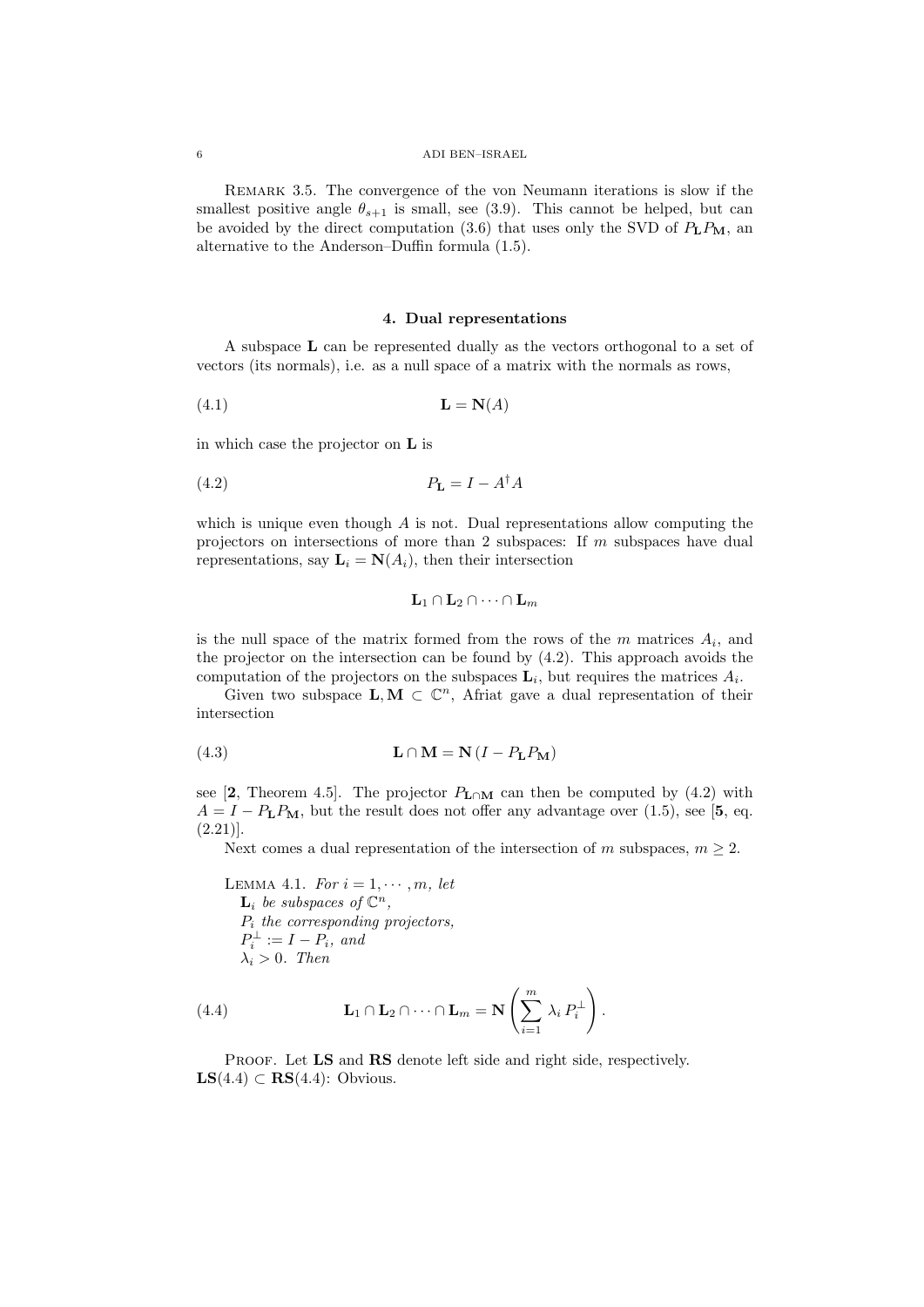Remark 3.5. The convergence of the von Neumann iterations is slow if the smallest positive angle $\theta_{s+1}$ is small, see (3.9). This cannot be helped, but can be avoided by the direct computation (3.6) that uses only the SVD of $P_{\mathbf{L}}P_{\mathbf{M}}$, an alternative to the Anderson–Duffin formula (1.5).

## 4. Dual representations

A subspace $\mathbf{L}$ can be represented dually as the vectors orthogonal to a set of vectors (its normals), i.e. as a null space of a matrix with the normals as rows,

$$\mathbf{L} = \mathbf{N}(A) \tag{4.1}$$

in which case the projector on $\mathbf{L}$ is

$$P_{\mathbf{L}} = I - A^{\dagger}A \tag{4.2}$$

which is unique even though $A$ is not. Dual representations allow computing the projectors on intersections of more than 2 subspaces: If $m$ subspaces have dual representations, say $\mathbf{L}_i = \mathbf{N}(A_i)$, then their intersection

$$\mathbf{L}_1 \cap \mathbf{L}_2 \cap \cdots \cap \mathbf{L}_m$$

is the null space of the matrix formed from the rows of the $m$ matrices $A_i$, and the projector on the intersection can be found by (4.2). This approach avoids the computation of the projectors on the subspaces $\mathbf{L}_i$, but requires the matrices $A_i$.

Given two subspace $\mathbf{L}, \mathbf{M} \subset \mathbb{C}^n$, Afriat gave a dual representation of their intersection

$$\mathbf{L} \cap \mathbf{M} = \mathbf{N}\left(I - P_{\mathbf{L}}P_{\mathbf{M}}\right) \tag{4.3}$$

see [**2**, Theorem 4.5]. The projector $P_{\mathbf{L}\cap\mathbf{M}}$ can then be computed by (4.2) with $A = I - P_{\mathbf{L}}P_{\mathbf{M}}$, but the result does not offer any advantage over (1.5), see [**5**, eq. (2.21)].

Next comes a dual representation of the intersection of $m$ subspaces, $m \geq 2$.

Lemma 4.1. *For $i = 1, \cdots, m$, let*
*$\mathbf{L}_i$ be subspaces of $\mathbb{C}^n$,*
*$P_i$ the corresponding projectors,*
*$P_i^{\perp} := I - P_i$, and*
*$\lambda_i > 0$. Then*

$$\mathbf{L}_1 \cap \mathbf{L}_2 \cap \cdots \cap \mathbf{L}_m = \mathbf{N}\left(\sum_{i=1}^{m} \lambda_i \, P_i^{\perp}\right). \tag{4.4}$$

Proof. Let **LS** and **RS** denote left side and right side, respectively.
**LS**(4.4) $\subset$ **RS**(4.4): Obvious.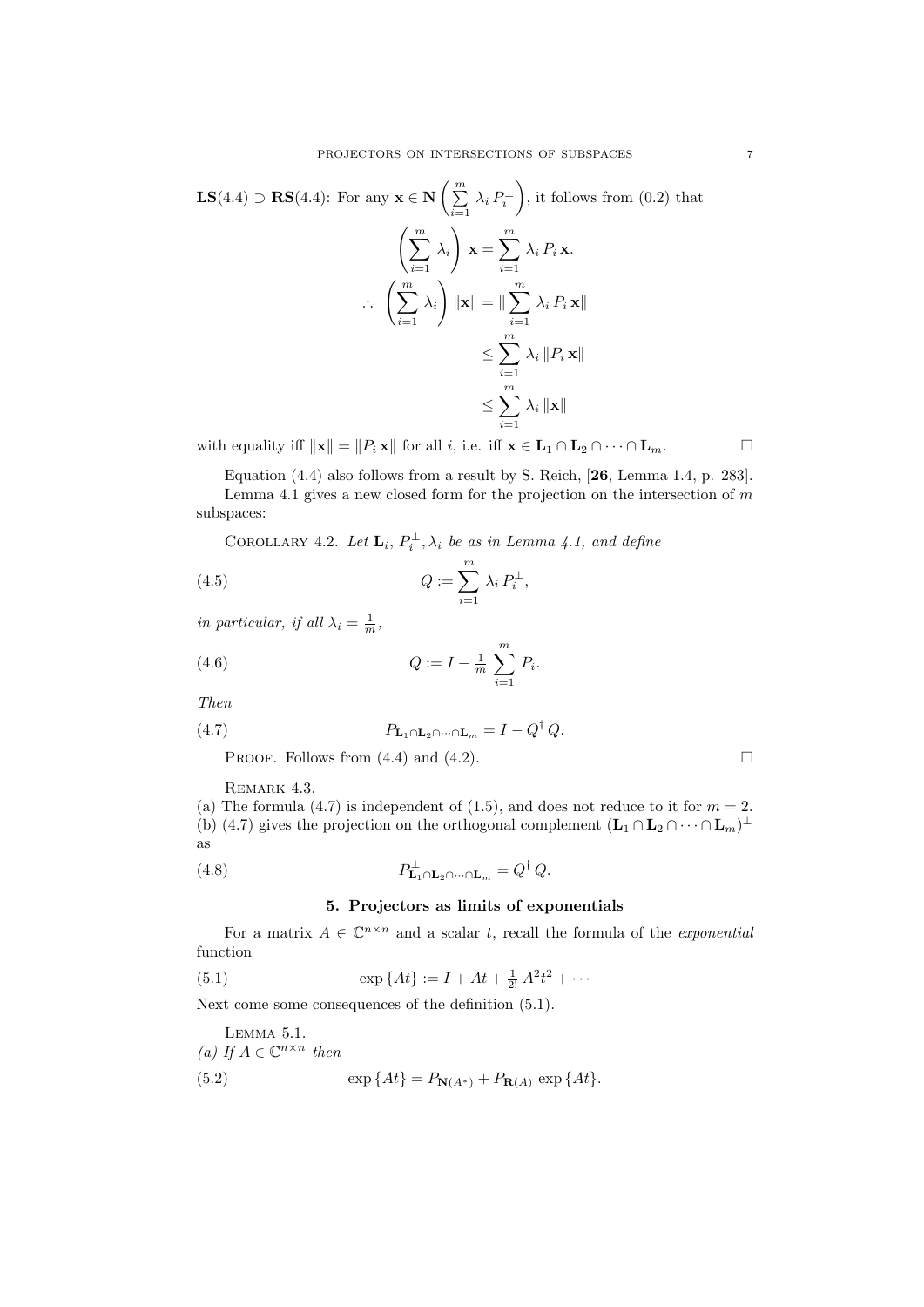**LS**(4.4) $\supset$ **RS**(4.4): For any $\mathbf{x} \in \mathbf{N}\left(\sum_{i=1}^{m} \lambda_i P_i^{\perp}\right)$, it follows from (0.2) that

$$\left(\sum_{i=1}^{m} \lambda_i\right) \mathbf{x} = \sum_{i=1}^{m} \lambda_i P_i \mathbf{x}.$$

$$\begin{aligned}
\therefore \quad \left(\sum_{i=1}^{m} \lambda_i\right) \|\mathbf{x}\| &= \| \sum_{i=1}^{m} \lambda_i P_i \mathbf{x}\| \\
&\leq \sum_{i=1}^{m} \lambda_i \|P_i \mathbf{x}\| \\
&\leq \sum_{i=1}^{m} \lambda_i \|\mathbf{x}\|
\end{aligned}$$

with equality iff $\|\mathbf{x}\| = \|P_i \mathbf{x}\|$ for all $i$, i.e. iff $\mathbf{x} \in \mathbf{L}_1 \cap \mathbf{L}_2 \cap \cdots \cap \mathbf{L}_m$. □

Equation (4.4) also follows from a result by S. Reich, [**26**, Lemma 1.4, p. 283].

Lemma 4.1 gives a new closed form for the projection on the intersection of $m$ subspaces:

Corollary 4.2. *Let* $\mathbf{L}_i$, $P_i^{\perp}, \lambda_i$ *be as in Lemma 4.1, and define*

$$Q := \sum_{i=1}^{m} \lambda_i P_i^{\perp}, \tag{4.5}$$

*in particular, if all* $\lambda_i = \frac{1}{m}$,

$$Q := I - \tfrac{1}{m} \sum_{i=1}^{m} P_i. \tag{4.6}$$

*Then*

$$P_{\mathbf{L}_1 \cap \mathbf{L}_2 \cap \cdots \cap \mathbf{L}_m} = I - Q^{\dagger} Q. \tag{4.7}$$

Proof. Follows from (4.4) and (4.2). □

Remark 4.3.
(a) The formula (4.7) is independent of (1.5), and does not reduce to it for $m = 2$.
(b) (4.7) gives the projection on the orthogonal complement $(\mathbf{L}_1 \cap \mathbf{L}_2 \cap \cdots \cap \mathbf{L}_m)^{\perp}$ as

$$P^{\perp}_{\mathbf{L}_1 \cap \mathbf{L}_2 \cap \cdots \cap \mathbf{L}_m} = Q^{\dagger} Q. \tag{4.8}$$

## 5. Projectors as limits of exponentials

For a matrix $A \in \mathbb{C}^{n \times n}$ and a scalar $t$, recall the formula of the *exponential* function

$$\exp\{At\} := I + At + \tfrac{1}{2!} A^2 t^2 + \cdots \tag{5.1}$$

Next come some consequences of the definition (5.1).

Lemma 5.1.
*(a) If* $A \in \mathbb{C}^{n \times n}$ *then*

$$\exp\{At\} = P_{\mathbf{N}(A^*)} + P_{\mathbf{R}(A)} \exp\{At\}. \tag{5.2}$$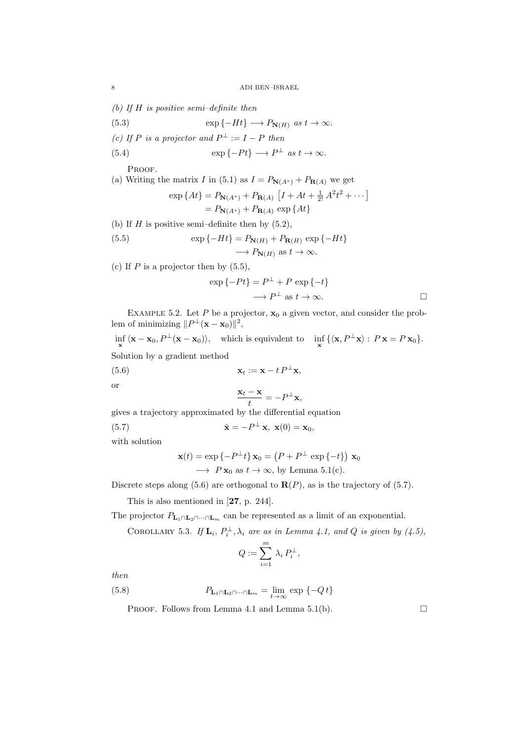*(b) If $H$ is positive semi–definite then*

$$\exp\{-Ht\} \longrightarrow P_{\mathbf{N}(H)} \text{ as } t \to \infty. \tag{5.3}$$

*(c) If $P$ is a projector and $P^{\perp} := I - P$ then*

$$\exp\{-Pt\} \longrightarrow P^{\perp} \text{ as } t \to \infty. \tag{5.4}$$

Proof.

(a) Writing the matrix $I$ in (5.1) as $I = P_{\mathbf{N}(A^*)} + P_{\mathbf{R}(A)}$ we get

$$\begin{aligned}\exp\{At\} &= P_{\mathbf{N}(A^*)} + P_{\mathbf{R}(A)} \left[I + At + \tfrac{1}{2!}A^2t^2 + \cdots\right] \\ &= P_{\mathbf{N}(A^*)} + P_{\mathbf{R}(A)} \exp\{At\}\end{aligned}$$

(b) If $H$ is positive semi–definite then by (5.2),

$$\begin{aligned}\exp\{-Ht\} &= P_{\mathbf{N}(H)} + P_{\mathbf{R}(H)} \exp\{-Ht\} \\ &\longrightarrow P_{\mathbf{N}(H)} \text{ as } t \to \infty.\end{aligned} \tag{5.5}$$

(c) If $P$ is a projector then by (5.5),

$$\begin{aligned}\exp\{-Pt\} &= P^{\perp} + P \exp\{-t\} \\ &\longrightarrow P^{\perp} \text{ as } t \to \infty.\end{aligned}$$

□

Example 5.2. Let $P$ be a projector, $\mathbf{x}_0$ a given vector, and consider the problem of minimizing $\|P^{\perp}(\mathbf{x} - \mathbf{x}_0)\|^2$,

$$\inf_{\mathbf{x}} \langle \mathbf{x} - \mathbf{x}_0, P^{\perp}(\mathbf{x} - \mathbf{x}_0)\rangle, \quad \text{which is equivalent to} \quad \inf_{\mathbf{x}} \{\langle \mathbf{x}, P^{\perp}\mathbf{x}\rangle : P\,\mathbf{x} = P\,\mathbf{x}_0\}.$$

Solution by a gradient method

$$\mathbf{x}_t := \mathbf{x} - t\,P^{\perp}\mathbf{x}, \tag{5.6}$$

or

$$\frac{\mathbf{x}_t - \mathbf{x}}{t} = -P^{\perp}\mathbf{x},$$

gives a trajectory approximated by the differential equation

$$\dot{\mathbf{x}} = -P^{\perp}\,\mathbf{x},\ \mathbf{x}(0) = \mathbf{x}_0, \tag{5.7}$$

with solution

$$\begin{aligned}\mathbf{x}(t) &= \exp\{-P^{\perp}t\}\,\mathbf{x}_0 = \left(P + P^{\perp}\exp\{-t\}\right)\,\mathbf{x}_0 \\ &\longrightarrow\ P\,\mathbf{x}_0 \text{ as } t \to \infty, \text{ by Lemma 5.1(c).}\end{aligned}$$

Discrete steps along (5.6) are orthogonal to $\mathbf{R}(P)$, as is the trajectory of (5.7).

This is also mentioned in [**27**, p. 244].

The projector $P_{\mathbf{L}_1\cap\mathbf{L}_2\cap\cdots\cap\mathbf{L}_m}$ can be represented as a limit of an exponential.

Corollary 5.3. *If $\mathbf{L}_i$, $P_i^{\perp}, \lambda_i$ are as in Lemma 4.1, and $Q$ is given by (4.5),*

$$Q := \sum_{i=1}^{m} \lambda_i\,P_i^{\perp},$$

*then*

$$P_{\mathbf{L}_1\cap\mathbf{L}_2\cap\cdots\cap\mathbf{L}_m} = \lim_{t\to\infty} \exp\{-Q\,t\} \tag{5.8}$$

Proof. Follows from Lemma 4.1 and Lemma 5.1(b). □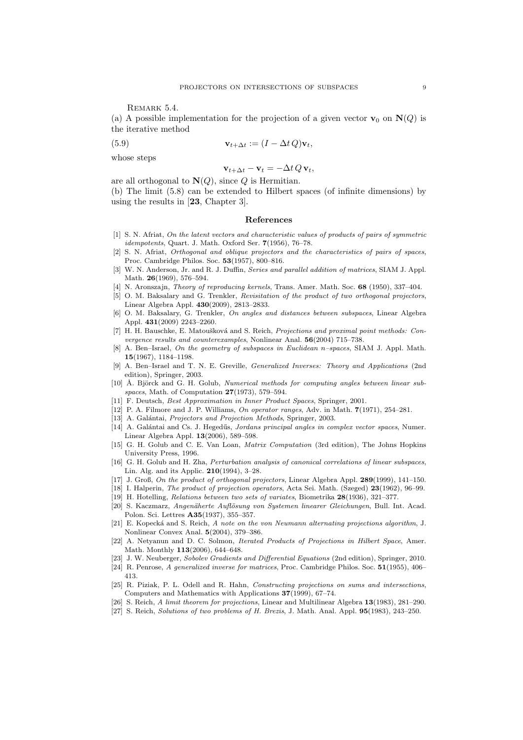Remark 5.4.

(a) A possible implementation for the projection of a given vector $\mathbf{v}_0$ on $\mathbf{N}(Q)$ is the iterative method

$$\mathbf{v}_{t+\Delta t} := (I - \Delta t\, Q)\mathbf{v}_t, \tag{5.9}$$

whose steps

$$\mathbf{v}_{t+\Delta t} - \mathbf{v}_t = -\Delta t\, Q\, \mathbf{v}_t,$$

are all orthogonal to $\mathbf{N}(Q)$, since $Q$ is Hermitian.

(b) The limit (5.8) can be extended to Hilbert spaces (of infinite dimensions) by using the results in [**23**, Chapter 3].

## References

[1] S. N. Afriat, *On the latent vectors and characteristic values of products of pairs of symmetric idempotents*, Quart. J. Math. Oxford Ser. **7**(1956), 76–78.

[2] S. N. Afriat, *Orthogonal and oblique projectors and the characteristics of pairs of spaces*, Proc. Cambridge Philos. Soc. **53**(1957), 800–816.

[3] W. N. Anderson, Jr. and R. J. Duffin, *Series and parallel addition of matrices*, SIAM J. Appl. Math. **26**(1969), 576–594.

[4] N. Aronszajn, *Theory of reproducing kernels*, Trans. Amer. Math. Soc. **68** (1950), 337–404.

[5] O. M. Baksalary and G. Trenkler, *Revisitation of the product of two orthogonal projectors*, Linear Algebra Appl. **430**(2009), 2813–2833.

[6] O. M. Baksalary, G. Trenkler, *On angles and distances between subspaces*, Linear Algebra Appl. **431**(2009) 2243–2260.

[7] H. H. Bauschke, E. Matoušková and S. Reich, *Projections and proximal point methods: Convergence results and counterexamples*, Nonlinear Anal. **56**(2004) 715–738.

[8] A. Ben–Israel, *On the geometry of subspaces in Euclidean n–spaces*, SIAM J. Appl. Math. **15**(1967), 1184–1198.

[9] A. Ben–Israel and T. N. E. Greville, *Generalized Inverses: Theory and Applications* (2nd edition), Springer, 2003.

[10] Å. Björck and G. H. Golub, *Numerical methods for computing angles between linear subspaces*, Math. of Computation **27**(1973), 579–594.

[11] F. Deutsch, *Best Approximation in Inner Product Spaces*, Springer, 2001.

[12] P. A. Filmore and J. P. Williams, *On operator ranges*, Adv. in Math. **7**(1971), 254–281.

[13] A. Galántai, *Projectors and Projection Methods*, Springer, 2003.

[14] A. Galántai and Cs. J. Hegedűs, *Jordans principal angles in complex vector spaces*, Numer. Linear Algebra Appl. **13**(2006), 589–598.

[15] G. H. Golub and C. E. Van Loan, *Matrix Computation* (3rd edition), The Johns Hopkins University Press, 1996.

[16] G. H. Golub and H. Zha, *Perturbation analysis of canonical correlations of linear subspaces*, Lin. Alg. and its Applic. **210**(1994), 3–28.

[17] J. Groß, *On the product of orthogonal projectors*, Linear Algebra Appl. **289**(1999), 141–150.

[18] I. Halperin, *The product of projection operators*, Acta Sei. Math. (Szeged) **23**(1962), 96–99.

[19] H. Hotelling, *Relations between two sets of variates*, Biometrika **28**(1936), 321–377.

[20] S. Kaczmarz, *Angenäherte Auflösung von Systemen linearer Gleichungen*, Bull. Int. Acad. Polon. Sci. Lettres **A35**(1937), 355–357.

[21] E. Kopecká and S. Reich, *A note on the von Neumann alternating projections algorithm*, J. Nonlinear Convex Anal. **5**(2004), 379–386.

[22] A. Netyanun and D. C. Solmon, *Iterated Products of Projections in Hilbert Space*, Amer. Math. Monthly **113**(2006), 644–648.

[23] J. W. Neuberger, *Sobolev Gradients and Differential Equations* (2nd edition), Springer, 2010.

[24] R. Penrose, *A generalized inverse for matrices*, Proc. Cambridge Philos. Soc. **51**(1955), 406–413.

[25] R. Piziak, P. L. Odell and R. Hahn, *Constructing projections on sums and intersections*, Computers and Mathematics with Applications **37**(1999), 67–74.

[26] S. Reich, *A limit theorem for projections*, Linear and Multilinear Algebra **13**(1983), 281–290.

[27] S. Reich, *Solutions of two problems of H. Brezis*, J. Math. Anal. Appl. **95**(1983), 243–250.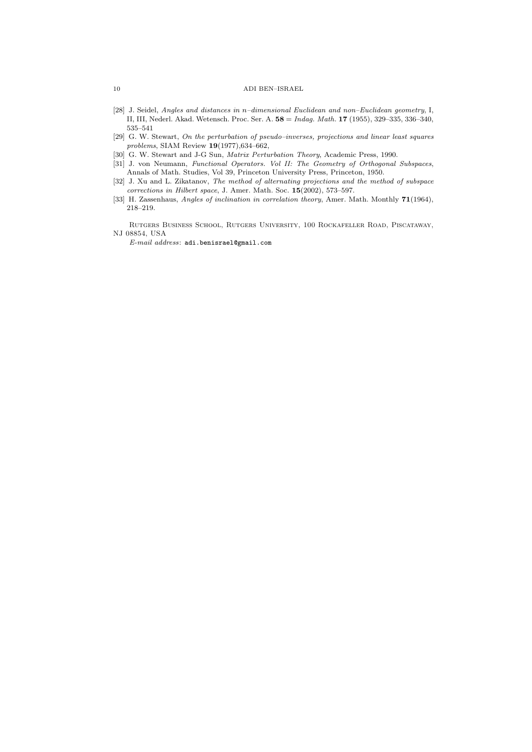[28] J. Seidel, *Angles and distances in n–dimensional Euclidean and non–Euclidean geometry*, I, II, III, Nederl. Akad. Wetensch. Proc. Ser. A. **58** = *Indag. Math.* **17** (1955), 329–335, 336–340, 535–541

[29] G. W. Stewart, *On the perturbation of pseudo–inverses, projections and linear least squares problems*, SIAM Review **19**(1977),634–662,

[30] G. W. Stewart and J-G Sun, *Matrix Perturbation Theory*, Academic Press, 1990.

[31] J. von Neumann, *Functional Operators. Vol II: The Geometry of Orthogonal Subspaces*, Annals of Math. Studies, Vol 39, Princeton University Press, Princeton, 1950.

[32] J. Xu and L. Zikatanov, *The method of alternating projections and the method of subspace corrections in Hilbert space*, J. Amer. Math. Soc. **15**(2002), 573–597.

[33] H. Zassenhaus, *Angles of inclination in correlation theory*, Amer. Math. Monthly **71**(1964), 218–219.

Rutgers Business School, Rutgers University, 100 Rockafeller Road, Piscataway, NJ 08854, USA

*E-mail address*: adi.benisrael@gmail.com